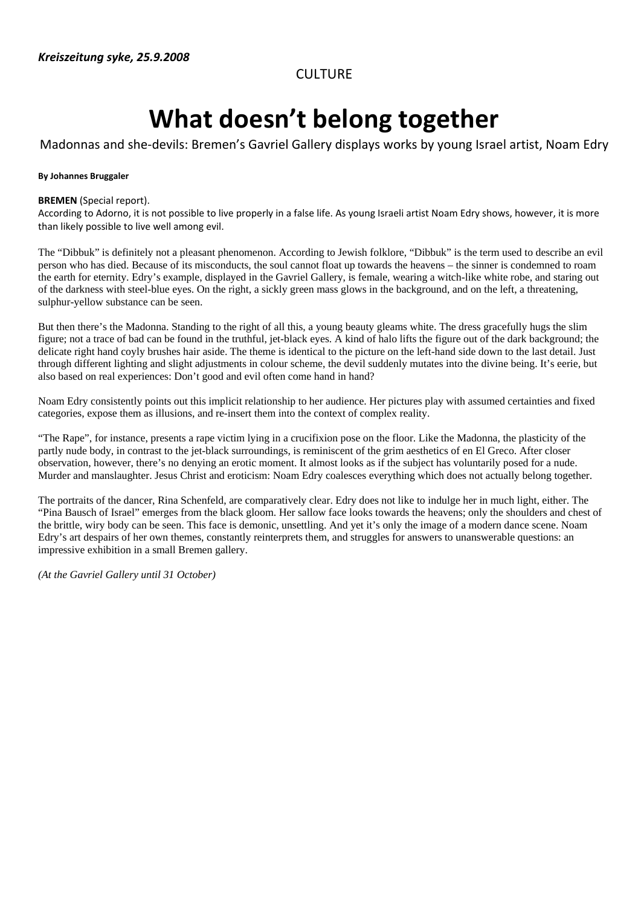***Kreiszeitung syke, 25.9.2008***

CULTURE

# What doesn't belong together

Madonnas and she-devils: Bremen's Gavriel Gallery displays works by young Israel artist, Noam Edry

**By Johannes Bruggaler**

**BREMEN** (Special report).
According to Adorno, it is not possible to live properly in a false life. As young Israeli artist Noam Edry shows, however, it is more than likely possible to live well among evil.

The "Dibbuk" is definitely not a pleasant phenomenon. According to Jewish folklore, "Dibbuk" is the term used to describe an evil person who has died. Because of its misconducts, the soul cannot float up towards the heavens – the sinner is condemned to roam the earth for eternity. Edry's example, displayed in the Gavriel Gallery, is female, wearing a witch-like white robe, and staring out of the darkness with steel-blue eyes. On the right, a sickly green mass glows in the background, and on the left, a threatening, sulphur-yellow substance can be seen.

But then there's the Madonna. Standing to the right of all this, a young beauty gleams white. The dress gracefully hugs the slim figure; not a trace of bad can be found in the truthful, jet-black eyes. A kind of halo lifts the figure out of the dark background; the delicate right hand coyly brushes hair aside. The theme is identical to the picture on the left-hand side down to the last detail. Just through different lighting and slight adjustments in colour scheme, the devil suddenly mutates into the divine being. It's eerie, but also based on real experiences: Don't good and evil often come hand in hand?

Noam Edry consistently points out this implicit relationship to her audience. Her pictures play with assumed certainties and fixed categories, expose them as illusions, and re-insert them into the context of complex reality.

"The Rape", for instance, presents a rape victim lying in a crucifixion pose on the floor. Like the Madonna, the plasticity of the partly nude body, in contrast to the jet-black surroundings, is reminiscent of the grim aesthetics of en El Greco. After closer observation, however, there's no denying an erotic moment. It almost looks as if the subject has voluntarily posed for a nude. Murder and manslaughter. Jesus Christ and eroticism: Noam Edry coalesces everything which does not actually belong together.

The portraits of the dancer, Rina Schenfeld, are comparatively clear. Edry does not like to indulge her in much light, either. The "Pina Bausch of Israel" emerges from the black gloom. Her sallow face looks towards the heavens; only the shoulders and chest of the brittle, wiry body can be seen. This face is demonic, unsettling. And yet it's only the image of a modern dance scene. Noam Edry's art despairs of her own themes, constantly reinterprets them, and struggles for answers to unanswerable questions: an impressive exhibition in a small Bremen gallery.

*(At the Gavriel Gallery until 31 October)*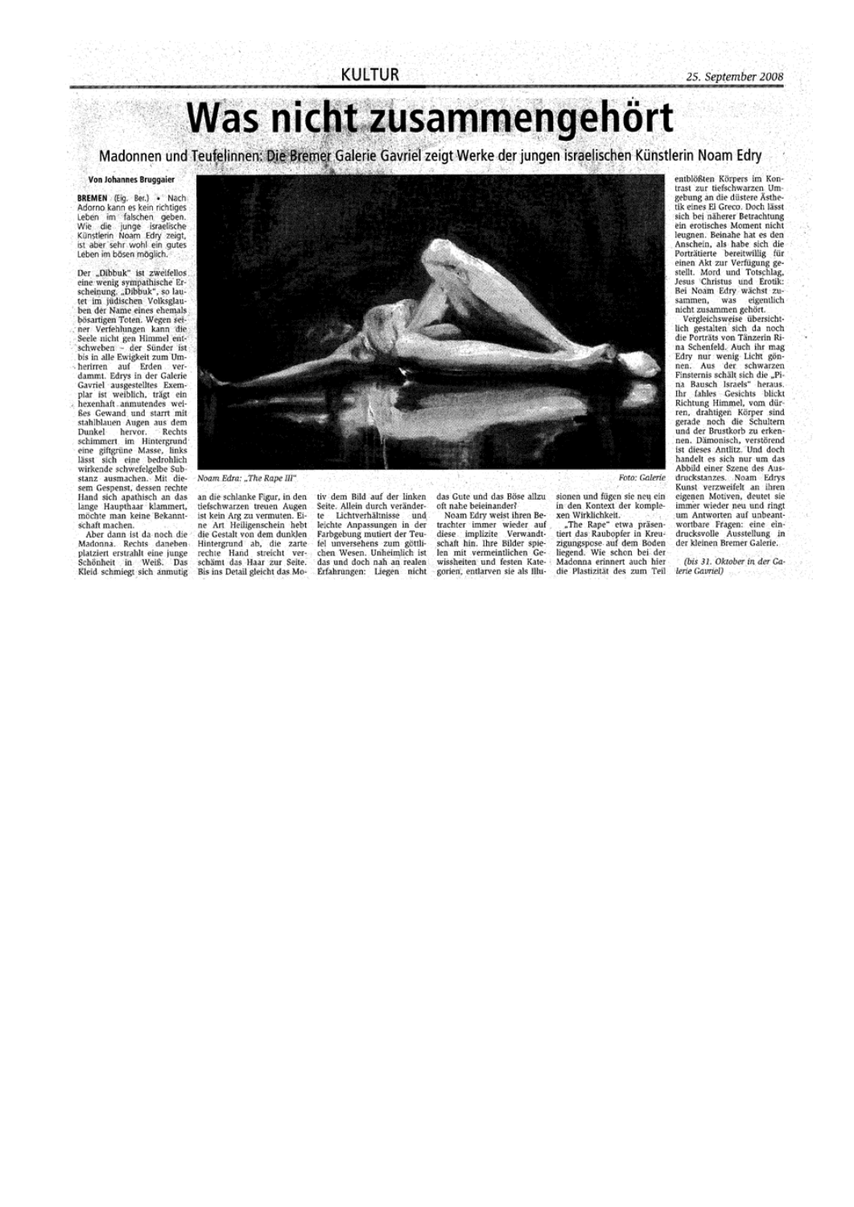# Was nicht zusammengehört

## Madonnen und Teufelinnen: Die Bremer Galerie Gavriel zeigt Werke der jungen israelischen Künstlerin Noam Edry

**Von Johannes Bruggaier**

**BREMEN** (Eig. Ber.) • Nach Adorno kann es kein richtiges Leben im falschen geben. Wie die junge israelische Künstlerin Noam Edry zeigt, ist aber sehr wohl ein gutes Leben im bösen möglich.

Der „Dibbuk" ist zweifellos eine wenig sympathische Erscheinung. „Dibbuk", so lautet im jüdischen Volksglauben der Name eines ehemals bösartigen Toten. Wegen seiner Verfehlungen kann die Seele nicht gen Himmel entschweben – der Sünder ist bis in alle Ewigkeit zum Umherirren auf Erden verdammt. Edrys in der Galerie Gavriel ausgestelltes Exemplar ist weiblich, trägt ein hexenhaft anmutendes weißes Gewand und starrt mit stahlblauen Augen aus dem Dunkel hervor. Rechts schimmert im Hintergrund eine giftgrüne Masse, links lässt sich eine bedrohlich wirkende schwefelgelbe Substanz ausmachen. Mit diesem Gespenst, dessen rechte Hand sich apathisch an das lange Haupthaar klammert, möchte man keine Bekanntschaft machen.

Aber dann ist da noch die Madonna. Rechts daneben platziert erstrahlt eine junge Schönheit in Weiß. Das Kleid schmiegt sich anmutig an die schlanke Figur, in den tiefschwarzen treuen Augen ist kein Arg zu vermuten. Eine Art Heiligenschein hebt die Gestalt von dem dunklen Hintergrund ab, die zarte rechte Hand streicht verschämt das Haar zur Seite. Bis ins Detail gleicht das Motiv dem Bild auf der linken Seite. Allein durch veränderte Lichtverhältnisse und leichte Anpassungen in der Farbgebung mutiert der Teufel unversehens zum göttlichen Wesen. Unheimlich ist das und doch nah an realen Erfahrungen: Liegen nicht das Gute und das Böse allzu oft nahe beieinander?

Noam Edry weist ihren Betrachter immer wieder auf diese implizite Verwandtschaft hin. Ihre Bilder spielen mit vermeintlichen Gewissheiten und festen Kategorien, entlarven sie als Illusionen und fügen sie neu ein in den Kontext der komplexen Wirklichkeit.

„The Rape" etwa präsentiert das Raubopfer in Kreuzigungspose auf dem Boden liegend. Wie schon bei der Madonna erinnert auch hier die Plastizität des zum Teil entblößten Körpers im Kontrast zur tiefschwarzen Umgebung an die düstere Ästhetik eines El Greco. Doch lässt sich bei näherer Betrachtung ein erotisches Moment nicht leugnen. Beinahe hat es den Anschein, als habe sich die Porträtierte bereitwillig für einen Akt zur Verfügung gestellt. Mord und Totschlag, Jesus Christus und Erotik: Bei Noam Edry wächst zusammen, was eigentlich nicht zusammen gehört.

Vergleichsweise übersichtlich gestalten sich da noch die Porträts von Tänzerin Rina Schenfeld. Auch ihr mag Edry nur wenig Licht gönnen. Aus der schwarzen Finsternis schält sich die „Pina Bausch Israels" heraus. Ihr fahles Gesicht blickt Richtung Himmel, vom dürren, drahtigen Körper sind gerade noch die Schultern und der Brustkorb zu erkennen. Dämonisch, verstörend ist dieses Antlitz. Und doch handelt es sich nur um das Abbild einer Szene des Ausdruckstanzes. Noam Edrys Kunst verzweifelt an ihren eigenen Motiven, deutet sie immer wieder neu und ringt um Antworten auf unbeantwortbare Fragen: eine eindrucksvolle Ausstellung in der kleinen Bremer Galerie.

*(bis 31. Oktober in der Galerie Gavriel)*

*Noam Edra: „The Rape III"* — *Foto: Galerie*